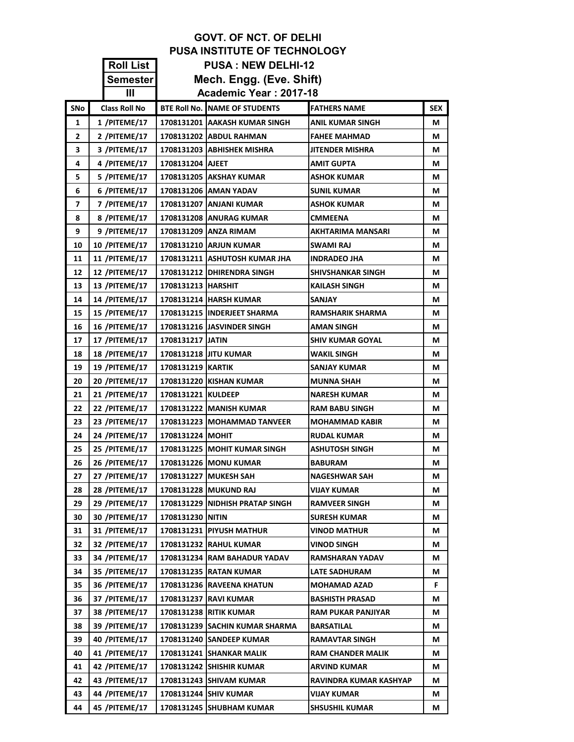# GOVT. OF NCT. OF DELHI
## PUSA INSTITUTE OF TECHNOLOGY
### PUSA : NEW DELHI-12
### Mech. Engg. (Eve. Shift)
### Academic Year : 2017-18

**Roll List**
**Semester**
**III**

| SNo | Class Roll No | BTE Roll No. | NAME OF STUDENTS | FATHERS NAME | SEX |
|---|---|---|---|---|---|
| 1 | 1 /PITEME/17 | 1708131201 | AAKASH KUMAR SINGH | ANIL KUMAR SINGH | M |
| 2 | 2 /PITEME/17 | 1708131202 | ABDUL RAHMAN | FAHEE MAHMAD | M |
| 3 | 3 /PITEME/17 | 1708131203 | ABHISHEK MISHRA | JITENDER MISHRA | M |
| 4 | 4 /PITEME/17 | 1708131204 | AJEET | AMIT GUPTA | M |
| 5 | 5 /PITEME/17 | 1708131205 | AKSHAY KUMAR | ASHOK KUMAR | M |
| 6 | 6 /PITEME/17 | 1708131206 | AMAN YADAV | SUNIL KUMAR | M |
| 7 | 7 /PITEME/17 | 1708131207 | ANJANI KUMAR | ASHOK KUMAR | M |
| 8 | 8 /PITEME/17 | 1708131208 | ANURAG KUMAR | CMMEENA | M |
| 9 | 9 /PITEME/17 | 1708131209 | ANZA RIMAM | AKHTARIMA MANSARI | M |
| 10 | 10 /PITEME/17 | 1708131210 | ARJUN KUMAR | SWAMI RAJ | M |
| 11 | 11 /PITEME/17 | 1708131211 | ASHUTOSH KUMAR JHA | INDRADEO JHA | M |
| 12 | 12 /PITEME/17 | 1708131212 | DHIRENDRA SINGH | SHIVSHANKAR SINGH | M |
| 13 | 13 /PITEME/17 | 1708131213 | HARSHIT | KAILASH SINGH | M |
| 14 | 14 /PITEME/17 | 1708131214 | HARSH KUMAR | SANJAY | M |
| 15 | 15 /PITEME/17 | 1708131215 | INDERJEET SHARMA | RAMSHARIK SHARMA | M |
| 16 | 16 /PITEME/17 | 1708131216 | JASVINDER SINGH | AMAN SINGH | M |
| 17 | 17 /PITEME/17 | 1708131217 | JATIN | SHIV KUMAR GOYAL | M |
| 18 | 18 /PITEME/17 | 1708131218 | JITU KUMAR | WAKIL SINGH | M |
| 19 | 19 /PITEME/17 | 1708131219 | KARTIK | SANJAY KUMAR | M |
| 20 | 20 /PITEME/17 | 1708131220 | KISHAN KUMAR | MUNNA SHAH | M |
| 21 | 21 /PITEME/17 | 1708131221 | KULDEEP | NARESH KUMAR | M |
| 22 | 22 /PITEME/17 | 1708131222 | MANISH KUMAR | RAM BABU SINGH | M |
| 23 | 23 /PITEME/17 | 1708131223 | MOHAMMAD TANVEER | MOHAMMAD KABIR | M |
| 24 | 24 /PITEME/17 | 1708131224 | MOHIT | RUDAL KUMAR | M |
| 25 | 25 /PITEME/17 | 1708131225 | MOHIT KUMAR SINGH | ASHUTOSH SINGH | M |
| 26 | 26 /PITEME/17 | 1708131226 | MONU KUMAR | BABURAM | M |
| 27 | 27 /PITEME/17 | 1708131227 | MUKESH SAH | NAGESHWAR SAH | M |
| 28 | 28 /PITEME/17 | 1708131228 | MUKUND RAJ | VIJAY KUMAR | M |
| 29 | 29 /PITEME/17 | 1708131229 | NIDHISH PRATAP SINGH | RAMVEER SINGH | M |
| 30 | 30 /PITEME/17 | 1708131230 | NITIN | SURESH KUMAR | M |
| 31 | 31 /PITEME/17 | 1708131231 | PIYUSH MATHUR | VINOD MATHUR | M |
| 32 | 32 /PITEME/17 | 1708131232 | RAHUL KUMAR | VINOD SINGH | M |
| 33 | 34 /PITEME/17 | 1708131234 | RAM BAHADUR YADAV | RAMSHARAN YADAV | M |
| 34 | 35 /PITEME/17 | 1708131235 | RATAN KUMAR | LATE SADHURAM | M |
| 35 | 36 /PITEME/17 | 1708131236 | RAVEENA KHATUN | MOHAMAD AZAD | F |
| 36 | 37 /PITEME/17 | 1708131237 | RAVI KUMAR | BASHISTH PRASAD | M |
| 37 | 38 /PITEME/17 | 1708131238 | RITIK KUMAR | RAM PUKAR PANJIYAR | M |
| 38 | 39 /PITEME/17 | 1708131239 | SACHIN KUMAR SHARMA | BARSATILAL | M |
| 39 | 40 /PITEME/17 | 1708131240 | SANDEEP KUMAR | RAMAVTAR SINGH | M |
| 40 | 41 /PITEME/17 | 1708131241 | SHANKAR MALIK | RAM CHANDER MALIK | M |
| 41 | 42 /PITEME/17 | 1708131242 | SHISHIR KUMAR | ARVIND KUMAR | M |
| 42 | 43 /PITEME/17 | 1708131243 | SHIVAM KUMAR | RAVINDRA KUMAR KASHYAP | M |
| 43 | 44 /PITEME/17 | 1708131244 | SHIV KUMAR | VIJAY KUMAR | M |
| 44 | 45 /PITEME/17 | 1708131245 | SHUBHAM KUMAR | SHSUSHIL KUMAR | M |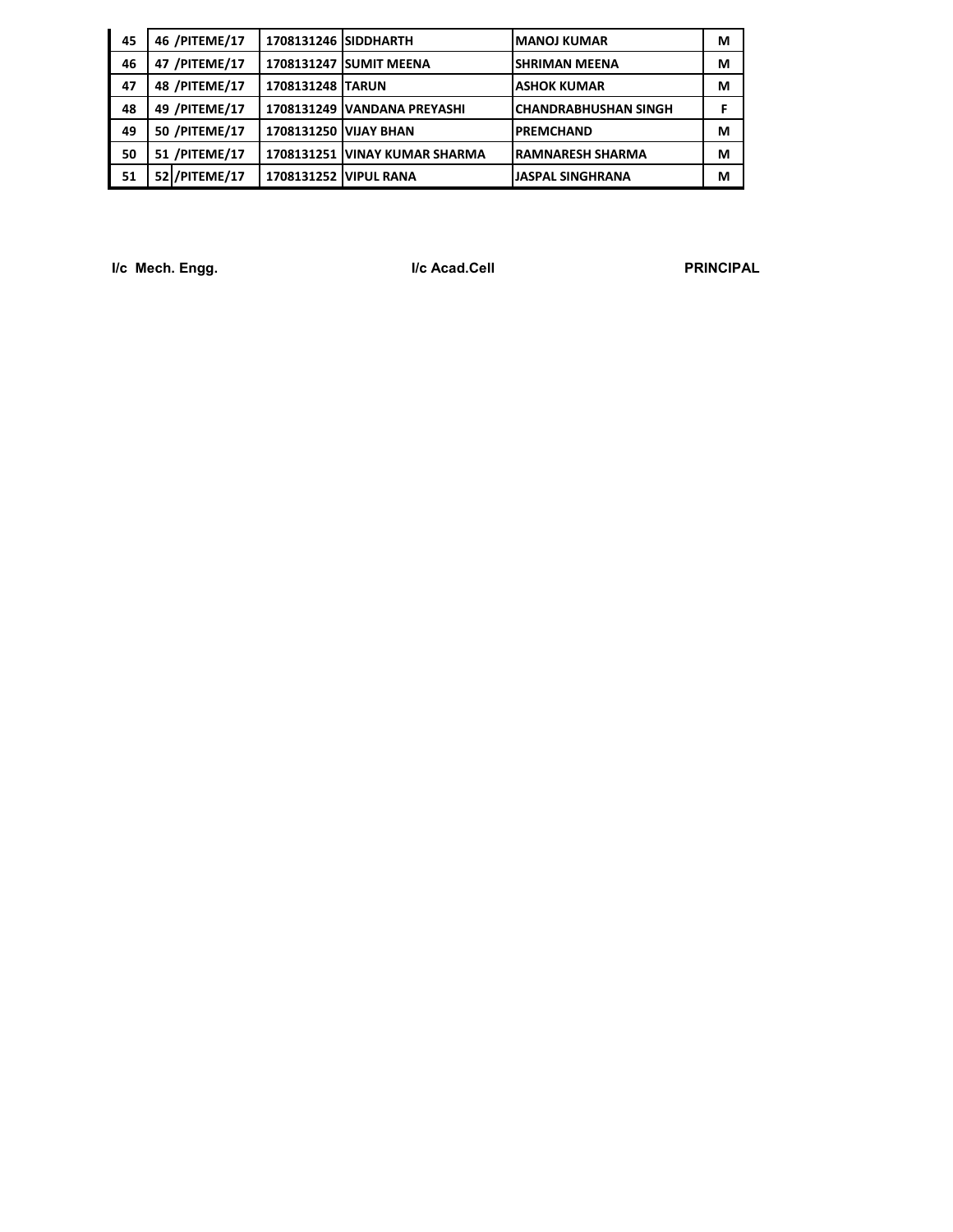| 45 | 46 /PITEME/17 | 1708131246 | SIDDHARTH | MANOJ KUMAR | M |
|---|---|---|---|---|---|
| 46 | 47 /PITEME/17 | 1708131247 | SUMIT MEENA | SHRIMAN MEENA | M |
| 47 | 48 /PITEME/17 | 1708131248 | TARUN | ASHOK KUMAR | M |
| 48 | 49 /PITEME/17 | 1708131249 | VANDANA PREYASHI | CHANDRABHUSHAN SINGH | F |
| 49 | 50 /PITEME/17 | 1708131250 | VIJAY BHAN | PREMCHAND | M |
| 50 | 51 /PITEME/17 | 1708131251 | VINAY KUMAR SHARMA | RAMNARESH SHARMA | M |
| 51 | 52 /PITEME/17 | 1708131252 | VIPUL RANA | JASPAL SINGHRANA | M |

**I/c Mech. Engg.** **I/c Acad.Cell** **PRINCIPAL**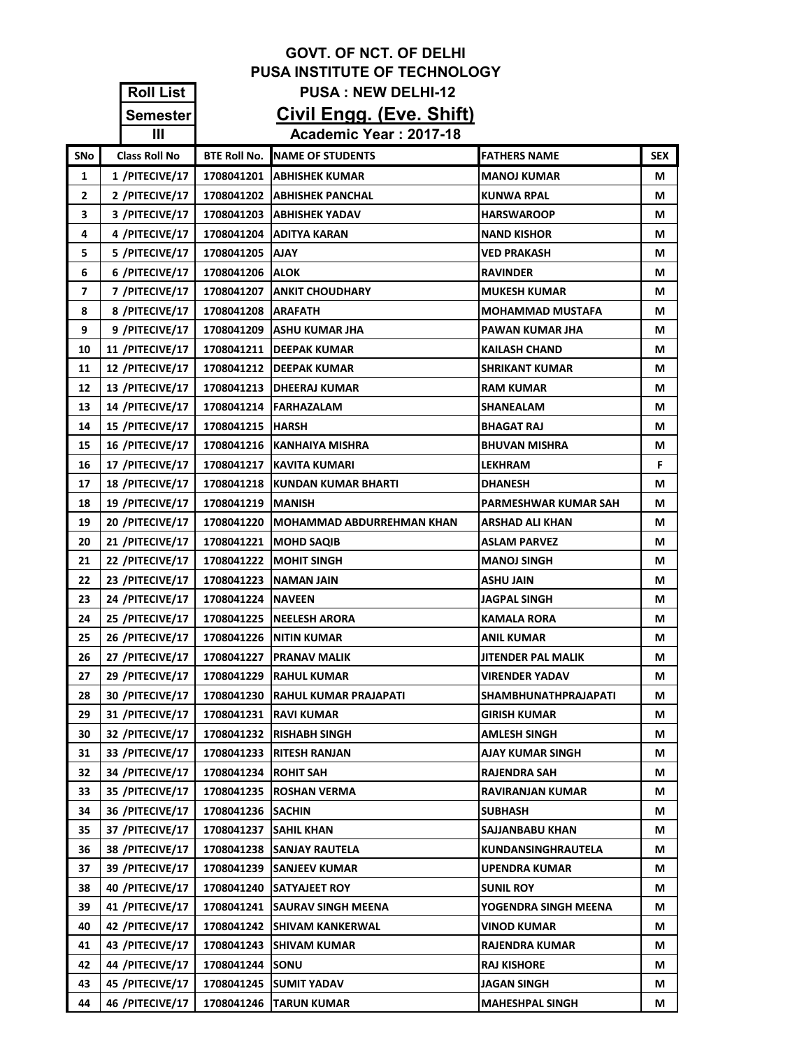# GOVT. OF NCT. OF DELHI
## PUSA INSTITUTE OF TECHNOLOGY
### PUSA : NEW DELHI-12

**Roll List**

**Semester III**

## Civil Engg. (Eve. Shift)

**Academic Year : 2017-18**

| SNo | Class Roll No | BTE Roll No. | NAME OF STUDENTS | FATHERS NAME | SEX |
|---|---|---|---|---|---|
| 1 | 1 /PITECIVE/17 | 1708041201 | ABHISHEK KUMAR | MANOJ KUMAR | M |
| 2 | 2 /PITECIVE/17 | 1708041202 | ABHISHEK PANCHAL | KUNWA RPAL | M |
| 3 | 3 /PITECIVE/17 | 1708041203 | ABHISHEK YADAV | HARSWAROOP | M |
| 4 | 4 /PITECIVE/17 | 1708041204 | ADITYA KARAN | NAND KISHOR | M |
| 5 | 5 /PITECIVE/17 | 1708041205 | AJAY | VED PRAKASH | M |
| 6 | 6 /PITECIVE/17 | 1708041206 | ALOK | RAVINDER | M |
| 7 | 7 /PITECIVE/17 | 1708041207 | ANKIT CHOUDHARY | MUKESH KUMAR | M |
| 8 | 8 /PITECIVE/17 | 1708041208 | ARAFATH | MOHAMMAD MUSTAFA | M |
| 9 | 9 /PITECIVE/17 | 1708041209 | ASHU KUMAR JHA | PAWAN KUMAR JHA | M |
| 10 | 11 /PITECIVE/17 | 1708041211 | DEEPAK KUMAR | KAILASH CHAND | M |
| 11 | 12 /PITECIVE/17 | 1708041212 | DEEPAK KUMAR | SHRIKANT KUMAR | M |
| 12 | 13 /PITECIVE/17 | 1708041213 | DHEERAJ KUMAR | RAM KUMAR | M |
| 13 | 14 /PITECIVE/17 | 1708041214 | FARHAZALAM | SHANEALAM | M |
| 14 | 15 /PITECIVE/17 | 1708041215 | HARSH | BHAGAT RAJ | M |
| 15 | 16 /PITECIVE/17 | 1708041216 | KANHAIYA MISHRA | BHUVAN MISHRA | M |
| 16 | 17 /PITECIVE/17 | 1708041217 | KAVITA KUMARI | LEKHRAM | F |
| 17 | 18 /PITECIVE/17 | 1708041218 | KUNDAN KUMAR BHARTI | DHANESH | M |
| 18 | 19 /PITECIVE/17 | 1708041219 | MANISH | PARMESHWAR KUMAR SAH | M |
| 19 | 20 /PITECIVE/17 | 1708041220 | MOHAMMAD ABDURREHMAN KHAN | ARSHAD ALI KHAN | M |
| 20 | 21 /PITECIVE/17 | 1708041221 | MOHD SAQIB | ASLAM PARVEZ | M |
| 21 | 22 /PITECIVE/17 | 1708041222 | MOHIT SINGH | MANOJ SINGH | M |
| 22 | 23 /PITECIVE/17 | 1708041223 | NAMAN JAIN | ASHU JAIN | M |
| 23 | 24 /PITECIVE/17 | 1708041224 | NAVEEN | JAGPAL SINGH | M |
| 24 | 25 /PITECIVE/17 | 1708041225 | NEELESH ARORA | KAMALA RORA | M |
| 25 | 26 /PITECIVE/17 | 1708041226 | NITIN KUMAR | ANIL KUMAR | M |
| 26 | 27 /PITECIVE/17 | 1708041227 | PRANAV MALIK | JITENDER PAL MALIK | M |
| 27 | 29 /PITECIVE/17 | 1708041229 | RAHUL KUMAR | VIRENDER YADAV | M |
| 28 | 30 /PITECIVE/17 | 1708041230 | RAHUL KUMAR PRAJAPATI | SHAMBHUNATHPRAJAPATI | M |
| 29 | 31 /PITECIVE/17 | 1708041231 | RAVI KUMAR | GIRISH KUMAR | M |
| 30 | 32 /PITECIVE/17 | 1708041232 | RISHABH SINGH | AMLESH SINGH | M |
| 31 | 33 /PITECIVE/17 | 1708041233 | RITESH RANJAN | AJAY KUMAR SINGH | M |
| 32 | 34 /PITECIVE/17 | 1708041234 | ROHIT SAH | RAJENDRA SAH | M |
| 33 | 35 /PITECIVE/17 | 1708041235 | ROSHAN VERMA | RAVIRANJAN KUMAR | M |
| 34 | 36 /PITECIVE/17 | 1708041236 | SACHIN | SUBHASH | M |
| 35 | 37 /PITECIVE/17 | 1708041237 | SAHIL KHAN | SAJJANBABU KHAN | M |
| 36 | 38 /PITECIVE/17 | 1708041238 | SANJAY RAUTELA | KUNDANSINGHRAUTELA | M |
| 37 | 39 /PITECIVE/17 | 1708041239 | SANJEEV KUMAR | UPENDRA KUMAR | M |
| 38 | 40 /PITECIVE/17 | 1708041240 | SATYAJEET ROY | SUNIL ROY | M |
| 39 | 41 /PITECIVE/17 | 1708041241 | SAURAV SINGH MEENA | YOGENDRA SINGH MEENA | M |
| 40 | 42 /PITECIVE/17 | 1708041242 | SHIVAM KANKERWAL | VINOD KUMAR | M |
| 41 | 43 /PITECIVE/17 | 1708041243 | SHIVAM KUMAR | RAJENDRA KUMAR | M |
| 42 | 44 /PITECIVE/17 | 1708041244 | SONU | RAJ KISHORE | M |
| 43 | 45 /PITECIVE/17 | 1708041245 | SUMIT YADAV | JAGAN SINGH | M |
| 44 | 46 /PITECIVE/17 | 1708041246 | TARUN KUMAR | MAHESHPAL SINGH | M |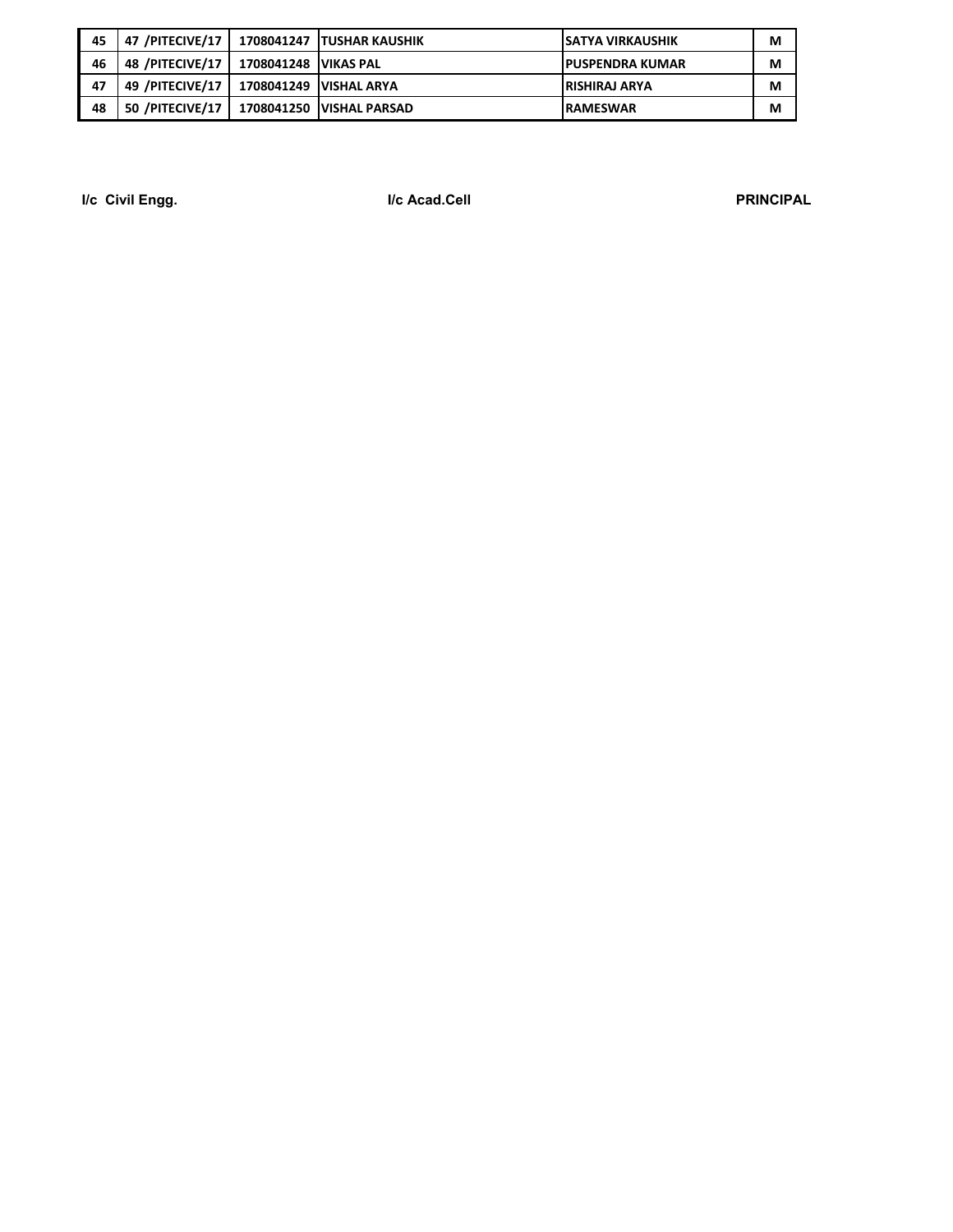| 45 | 47 /PITECIVE/17 | 1708041247 | TUSHAR KAUSHIK | SATYA VIRKAUSHIK | M |
|---|---|---|---|---|---|
| 46 | 48 /PITECIVE/17 | 1708041248 | VIKAS PAL | PUSPENDRA KUMAR | M |
| 47 | 49 /PITECIVE/17 | 1708041249 | VISHAL ARYA | RISHIRAJ ARYA | M |
| 48 | 50 /PITECIVE/17 | 1708041250 | VISHAL PARSAD | RAMESWAR | M |

**I/c Civil Engg.** **I/c Acad.Cell** **PRINCIPAL**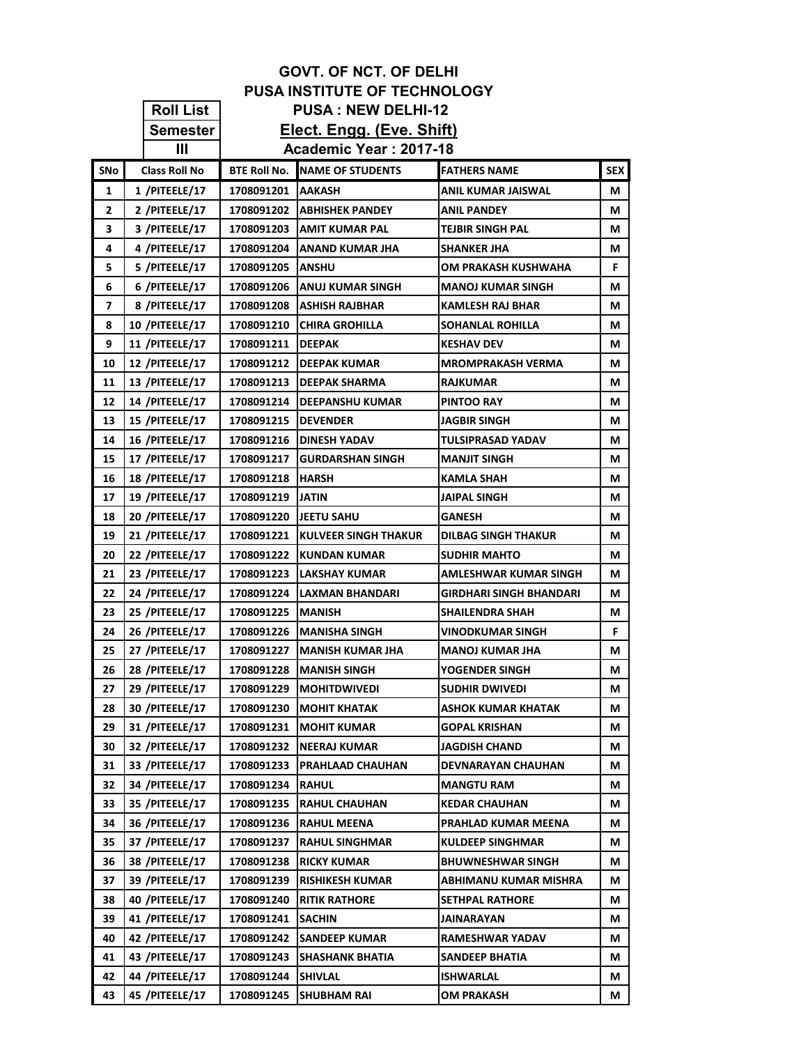# GOVT. OF NCT. OF DELHI

## PUSA INSTITUTE OF TECHNOLOGY

### PUSA : NEW DELHI-12

**Roll List**
**Semester**
**III**

### <u>Elect. Engg. (Eve. Shift)</u>

### Academic Year : 2017-18

| SNo | Class Roll No | BTE Roll No. | NAME OF STUDENTS | FATHERS NAME | SEX |
|---|---|---|---|---|---|
| 1 | 1 /PITEELE/17 | 1708091201 | AAKASH | ANIL KUMAR JAISWAL | M |
| 2 | 2 /PITEELE/17 | 1708091202 | ABHISHEK PANDEY | ANIL PANDEY | M |
| 3 | 3 /PITEELE/17 | 1708091203 | AMIT KUMAR PAL | TEJBIR SINGH PAL | M |
| 4 | 4 /PITEELE/17 | 1708091204 | ANAND KUMAR JHA | SHANKER JHA | M |
| 5 | 5 /PITEELE/17 | 1708091205 | ANSHU | OM PRAKASH KUSHWAHA | F |
| 6 | 6 /PITEELE/17 | 1708091206 | ANUJ KUMAR SINGH | MANOJ KUMAR SINGH | M |
| 7 | 8 /PITEELE/17 | 1708091208 | ASHISH RAJBHAR | KAMLESH RAJ BHAR | M |
| 8 | 10 /PITEELE/17 | 1708091210 | CHIRA GROHILLA | SOHANLAL ROHILLA | M |
| 9 | 11 /PITEELE/17 | 1708091211 | DEEPAK | KESHAV DEV | M |
| 10 | 12 /PITEELE/17 | 1708091212 | DEEPAK KUMAR | MROMPRAKASH VERMA | M |
| 11 | 13 /PITEELE/17 | 1708091213 | DEEPAK SHARMA | RAJKUMAR | M |
| 12 | 14 /PITEELE/17 | 1708091214 | DEEPANSHU KUMAR | PINTOO RAY | M |
| 13 | 15 /PITEELE/17 | 1708091215 | DEVENDER | JAGBIR SINGH | M |
| 14 | 16 /PITEELE/17 | 1708091216 | DINESH YADAV | TULSIPRASAD YADAV | M |
| 15 | 17 /PITEELE/17 | 1708091217 | GURDARSHAN SINGH | MANJIT SINGH | M |
| 16 | 18 /PITEELE/17 | 1708091218 | HARSH | KAMLA SHAH | M |
| 17 | 19 /PITEELE/17 | 1708091219 | JATIN | JAIPAL SINGH | M |
| 18 | 20 /PITEELE/17 | 1708091220 | JEETU SAHU | GANESH | M |
| 19 | 21 /PITEELE/17 | 1708091221 | KULVEER SINGH THAKUR | DILBAG SINGH THAKUR | M |
| 20 | 22 /PITEELE/17 | 1708091222 | KUNDAN KUMAR | SUDHIR MAHTO | M |
| 21 | 23 /PITEELE/17 | 1708091223 | LAKSHAY KUMAR | AMLESHWAR KUMAR SINGH | M |
| 22 | 24 /PITEELE/17 | 1708091224 | LAXMAN BHANDARI | GIRDHARI SINGH BHANDARI | M |
| 23 | 25 /PITEELE/17 | 1708091225 | MANISH | SHAILENDRA SHAH | M |
| 24 | 26 /PITEELE/17 | 1708091226 | MANISHA SINGH | VINODKUMAR SINGH | F |
| 25 | 27 /PITEELE/17 | 1708091227 | MANISH KUMAR JHA | MANOJ KUMAR JHA | M |
| 26 | 28 /PITEELE/17 | 1708091228 | MANISH SINGH | YOGENDER SINGH | M |
| 27 | 29 /PITEELE/17 | 1708091229 | MOHITDWIVEDI | SUDHIR DWIVEDI | M |
| 28 | 30 /PITEELE/17 | 1708091230 | MOHIT KHATAK | ASHOK KUMAR KHATAK | M |
| 29 | 31 /PITEELE/17 | 1708091231 | MOHIT KUMAR | GOPAL KRISHAN | M |
| 30 | 32 /PITEELE/17 | 1708091232 | NEERAJ KUMAR | JAGDISH CHAND | M |
| 31 | 33 /PITEELE/17 | 1708091233 | PRAHLAAD CHAUHAN | DEVNARAYAN CHAUHAN | M |
| 32 | 34 /PITEELE/17 | 1708091234 | RAHUL | MANGTU RAM | M |
| 33 | 35 /PITEELE/17 | 1708091235 | RAHUL CHAUHAN | KEDAR CHAUHAN | M |
| 34 | 36 /PITEELE/17 | 1708091236 | RAHUL MEENA | PRAHLAD KUMAR MEENA | M |
| 35 | 37 /PITEELE/17 | 1708091237 | RAHUL SINGHMAR | KULDEEP SINGHMAR | M |
| 36 | 38 /PITEELE/17 | 1708091238 | RICKY KUMAR | BHUWNESHWAR SINGH | M |
| 37 | 39 /PITEELE/17 | 1708091239 | RISHIKESH KUMAR | ABHIMANU KUMAR MISHRA | M |
| 38 | 40 /PITEELE/17 | 1708091240 | RITIK RATHORE | SETHPAL RATHORE | M |
| 39 | 41 /PITEELE/17 | 1708091241 | SACHIN | JAINARAYAN | M |
| 40 | 42 /PITEELE/17 | 1708091242 | SANDEEP KUMAR | RAMESHWAR YADAV | M |
| 41 | 43 /PITEELE/17 | 1708091243 | SHASHANK BHATIA | SANDEEP BHATIA | M |
| 42 | 44 /PITEELE/17 | 1708091244 | SHIVLAL | ISHWARLAL | M |
| 43 | 45 /PITEELE/17 | 1708091245 | SHUBHAM RAI | OM PRAKASH | M |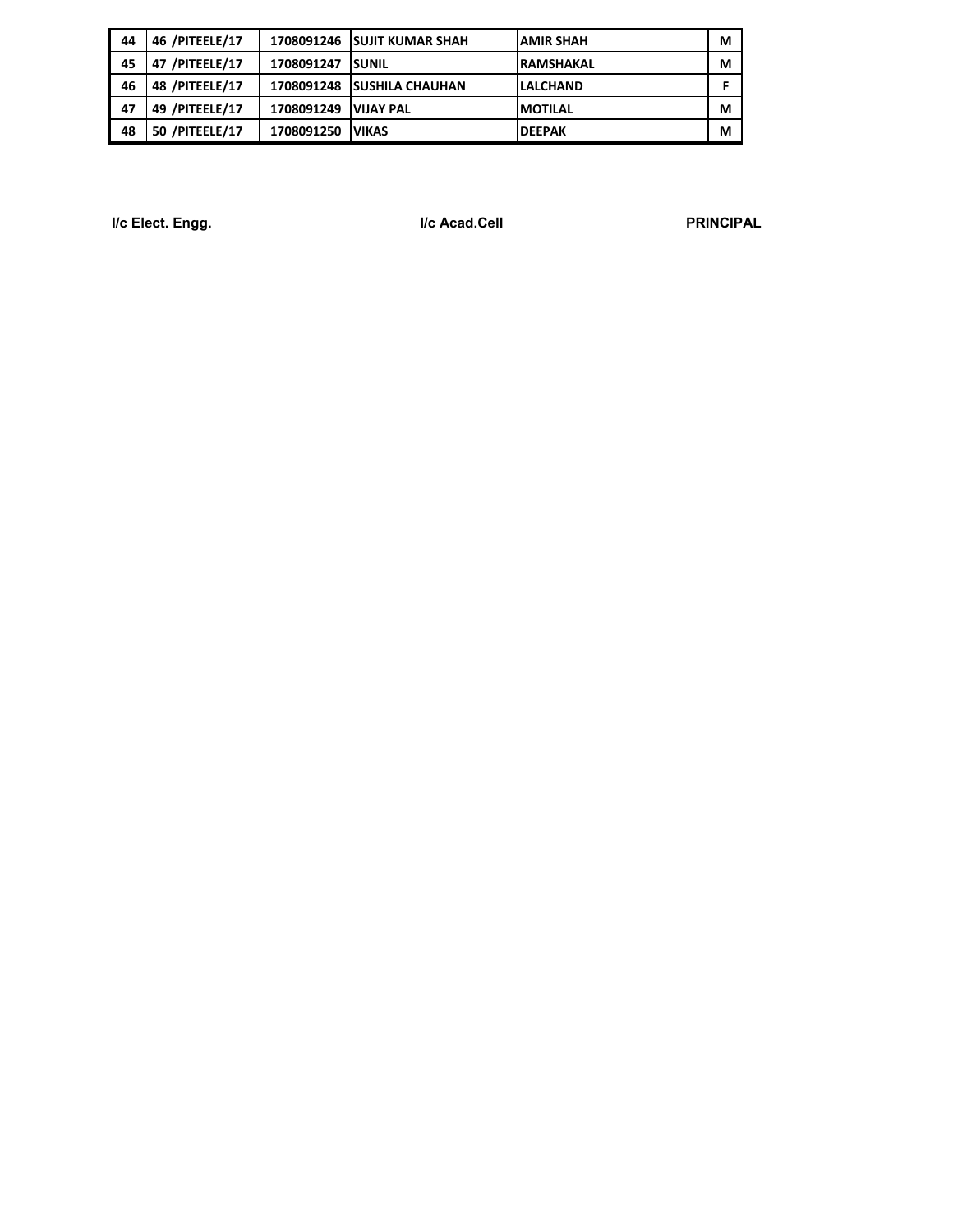| 44 | 46 /PITEELE/17 | 1708091246 | SUJIT KUMAR SHAH | AMIR SHAH | M |
|---|---|---|---|---|---|
| 45 | 47 /PITEELE/17 | 1708091247 | SUNIL | RAMSHAKAL | M |
| 46 | 48 /PITEELE/17 | 1708091248 | SUSHILA CHAUHAN | LALCHAND | F |
| 47 | 49 /PITEELE/17 | 1708091249 | VIJAY PAL | MOTILAL | M |
| 48 | 50 /PITEELE/17 | 1708091250 | VIKAS | DEEPAK | M |

**I/c Elect. Engg.** **I/c Acad.Cell** **PRINCIPAL**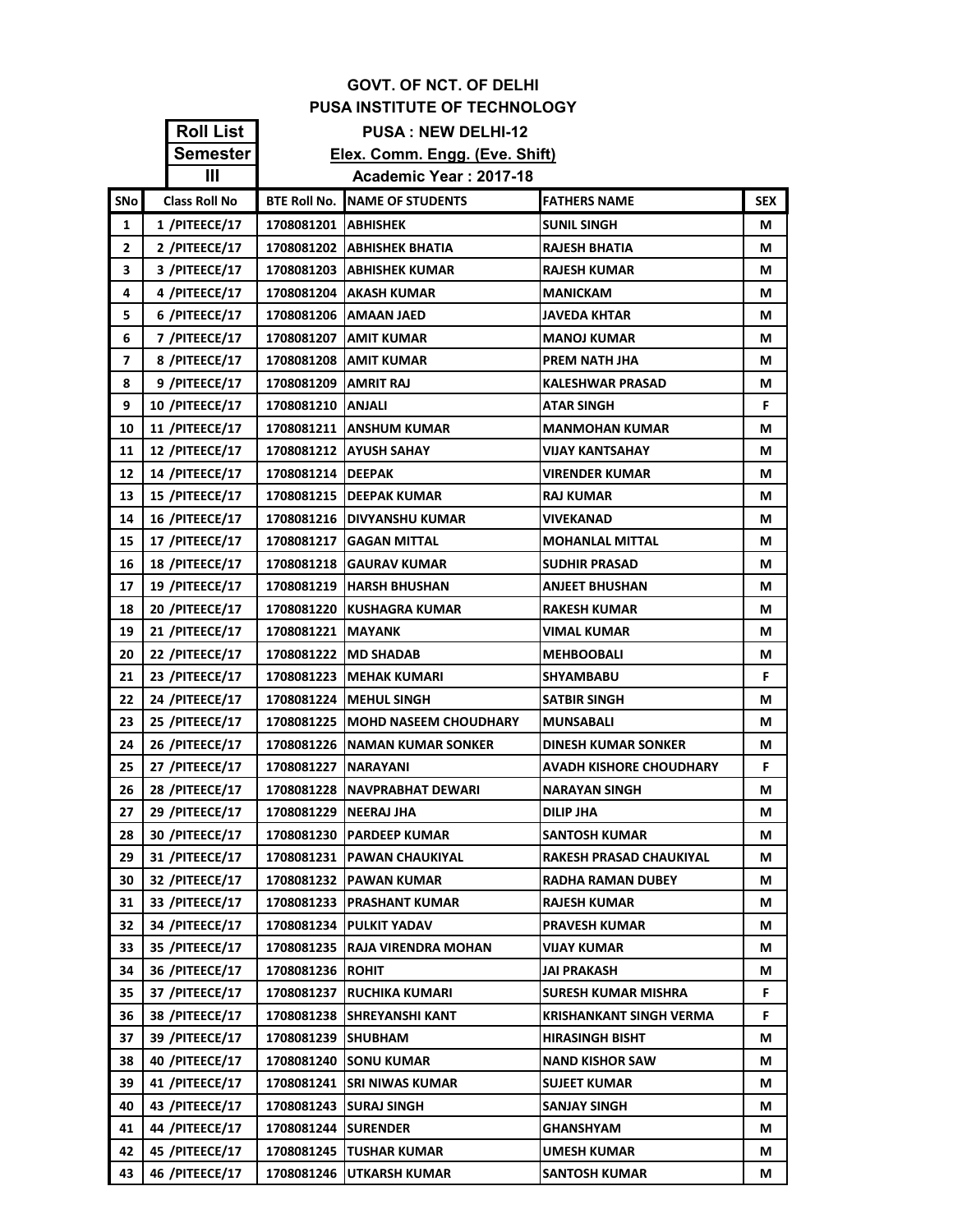# GOVT. OF NCT. OF DELHI

## PUSA INSTITUTE OF TECHNOLOGY

**Roll List** | **PUSA : NEW DELHI-12**

**Semester III** | **Elex. Comm. Engg. (Eve. Shift)**

**Academic Year : 2017-18**

| SNo | Class Roll No | BTE Roll No. | NAME OF STUDENTS | FATHERS NAME | SEX |
|---|---|---|---|---|---|
| 1 | 1 /PITEECE/17 | 1708081201 | ABHISHEK | SUNIL SINGH | M |
| 2 | 2 /PITEECE/17 | 1708081202 | ABHISHEK BHATIA | RAJESH BHATIA | M |
| 3 | 3 /PITEECE/17 | 1708081203 | ABHISHEK KUMAR | RAJESH KUMAR | M |
| 4 | 4 /PITEECE/17 | 1708081204 | AKASH KUMAR | MANICKAM | M |
| 5 | 6 /PITEECE/17 | 1708081206 | AMAAN JAED | JAVEDA KHTAR | M |
| 6 | 7 /PITEECE/17 | 1708081207 | AMIT KUMAR | MANOJ KUMAR | M |
| 7 | 8 /PITEECE/17 | 1708081208 | AMIT KUMAR | PREM NATH JHA | M |
| 8 | 9 /PITEECE/17 | 1708081209 | AMRIT RAJ | KALESHWAR PRASAD | M |
| 9 | 10 /PITEECE/17 | 1708081210 | ANJALI | ATAR SINGH | F |
| 10 | 11 /PITEECE/17 | 1708081211 | ANSHUM KUMAR | MANMOHAN KUMAR | M |
| 11 | 12 /PITEECE/17 | 1708081212 | AYUSH SAHAY | VIJAY KANTSAHAY | M |
| 12 | 14 /PITEECE/17 | 1708081214 | DEEPAK | VIRENDER KUMAR | M |
| 13 | 15 /PITEECE/17 | 1708081215 | DEEPAK KUMAR | RAJ KUMAR | M |
| 14 | 16 /PITEECE/17 | 1708081216 | DIVYANSHU KUMAR | VIVEKANAD | M |
| 15 | 17 /PITEECE/17 | 1708081217 | GAGAN MITTAL | MOHANLAL MITTAL | M |
| 16 | 18 /PITEECE/17 | 1708081218 | GAURAV KUMAR | SUDHIR PRASAD | M |
| 17 | 19 /PITEECE/17 | 1708081219 | HARSH BHUSHAN | ANJEET BHUSHAN | M |
| 18 | 20 /PITEECE/17 | 1708081220 | KUSHAGRA KUMAR | RAKESH KUMAR | M |
| 19 | 21 /PITEECE/17 | 1708081221 | MAYANK | VIMAL KUMAR | M |
| 20 | 22 /PITEECE/17 | 1708081222 | MD SHADAB | MEHBOOBALI | M |
| 21 | 23 /PITEECE/17 | 1708081223 | MEHAK KUMARI | SHYAMBABU | F |
| 22 | 24 /PITEECE/17 | 1708081224 | MEHUL SINGH | SATBIR SINGH | M |
| 23 | 25 /PITEECE/17 | 1708081225 | MOHD NASEEM CHOUDHARY | MUNSABALI | M |
| 24 | 26 /PITEECE/17 | 1708081226 | NAMAN KUMAR SONKER | DINESH KUMAR SONKER | M |
| 25 | 27 /PITEECE/17 | 1708081227 | NARAYANI | AVADH KISHORE CHOUDHARY | F |
| 26 | 28 /PITEECE/17 | 1708081228 | NAVPRABHAT DEWARI | NARAYAN SINGH | M |
| 27 | 29 /PITEECE/17 | 1708081229 | NEERAJ JHA | DILIP JHA | M |
| 28 | 30 /PITEECE/17 | 1708081230 | PARDEEP KUMAR | SANTOSH KUMAR | M |
| 29 | 31 /PITEECE/17 | 1708081231 | PAWAN CHAUKIYAL | RAKESH PRASAD CHAUKIYAL | M |
| 30 | 32 /PITEECE/17 | 1708081232 | PAWAN KUMAR | RADHA RAMAN DUBEY | M |
| 31 | 33 /PITEECE/17 | 1708081233 | PRASHANT KUMAR | RAJESH KUMAR | M |
| 32 | 34 /PITEECE/17 | 1708081234 | PULKIT YADAV | PRAVESH KUMAR | M |
| 33 | 35 /PITEECE/17 | 1708081235 | RAJA VIRENDRA MOHAN | VIJAY KUMAR | M |
| 34 | 36 /PITEECE/17 | 1708081236 | ROHIT | JAI PRAKASH | M |
| 35 | 37 /PITEECE/17 | 1708081237 | RUCHIKA KUMARI | SURESH KUMAR MISHRA | F |
| 36 | 38 /PITEECE/17 | 1708081238 | SHREYANSHI KANT | KRISHANKANT SINGH VERMA | F |
| 37 | 39 /PITEECE/17 | 1708081239 | SHUBHAM | HIRASINGH BISHT | M |
| 38 | 40 /PITEECE/17 | 1708081240 | SONU KUMAR | NAND KISHOR SAW | M |
| 39 | 41 /PITEECE/17 | 1708081241 | SRI NIWAS KUMAR | SUJEET KUMAR | M |
| 40 | 43 /PITEECE/17 | 1708081243 | SURAJ SINGH | SANJAY SINGH | M |
| 41 | 44 /PITEECE/17 | 1708081244 | SURENDER | GHANSHYAM | M |
| 42 | 45 /PITEECE/17 | 1708081245 | TUSHAR KUMAR | UMESH KUMAR | M |
| 43 | 46 /PITEECE/17 | 1708081246 | UTKARSH KUMAR | SANTOSH KUMAR | M |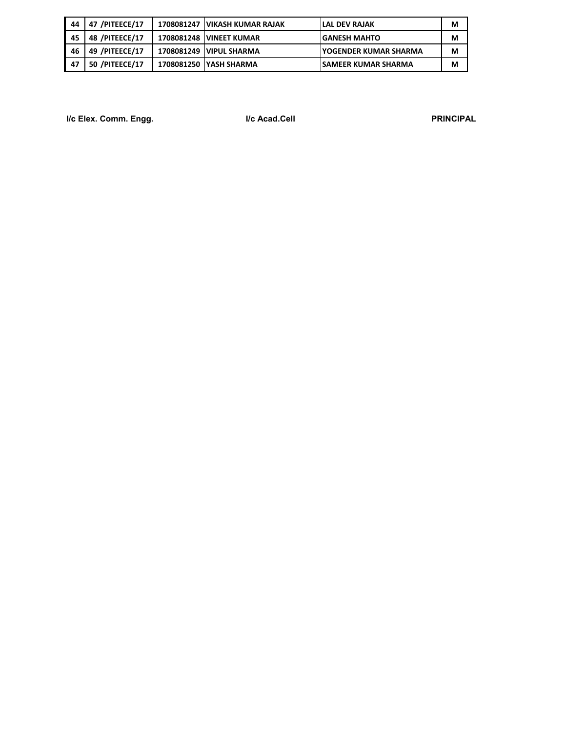| | | | | | |
|---|---|---|---|---|---|
| 44 | 47 /PITEECE/17 | 1708081247 | VIKASH KUMAR RAJAK | LAL DEV RAJAK | M |
| 45 | 48 /PITEECE/17 | 1708081248 | VINEET KUMAR | GANESH MAHTO | M |
| 46 | 49 /PITEECE/17 | 1708081249 | VIPUL SHARMA | YOGENDER KUMAR SHARMA | M |
| 47 | 50 /PITEECE/17 | 1708081250 | YASH SHARMA | SAMEER KUMAR SHARMA | M |

**I/c Elex. Comm. Engg.** **I/c Acad.Cell** **PRINCIPAL**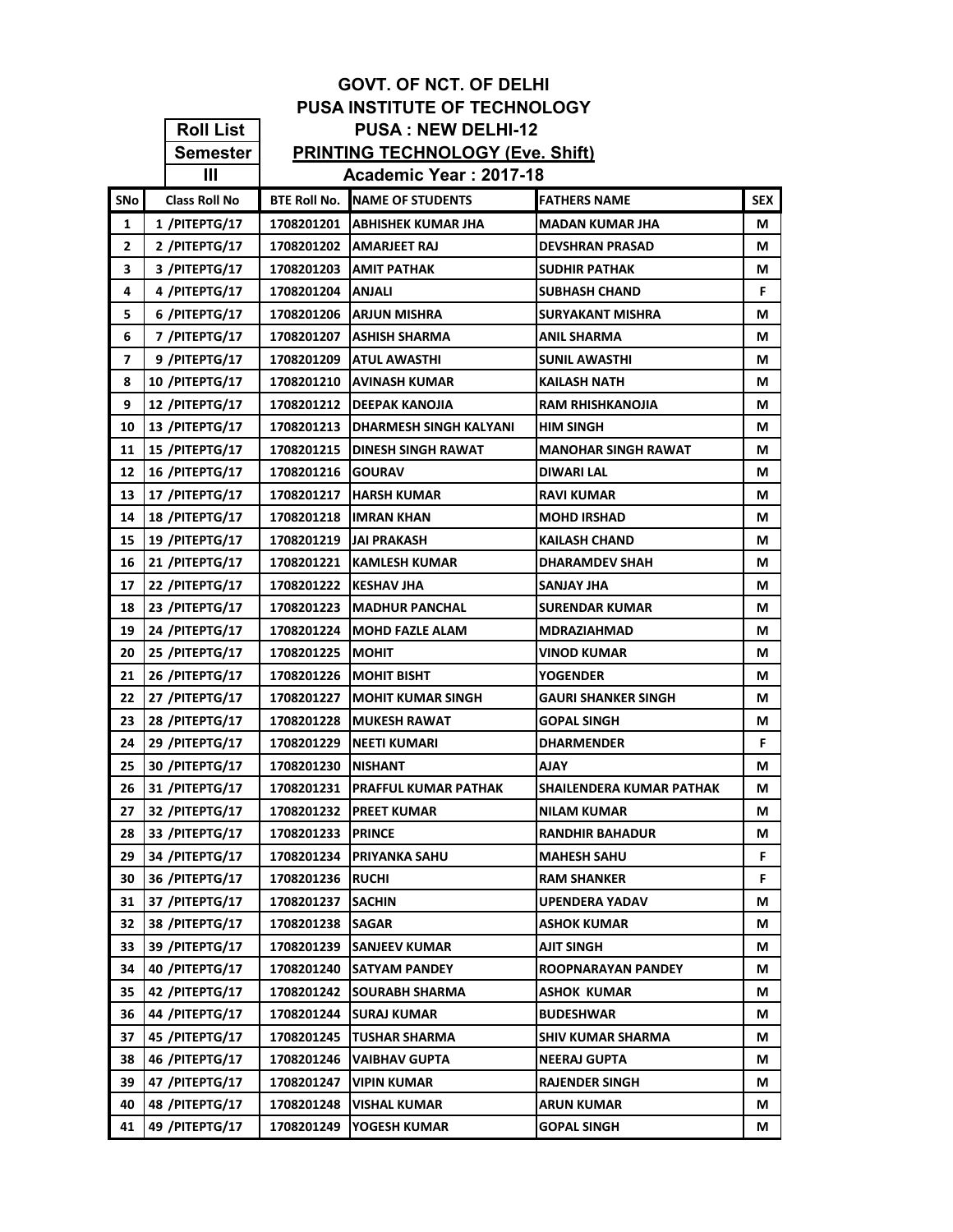# GOVT. OF NCT. OF DELHI
## PUSA INSTITUTE OF TECHNOLOGY
### PUSA : NEW DELHI-12
### PRINTING TECHNOLOGY (Eve. Shift)
### Academic Year : 2017-18

**Roll List**
**Semester**
**III**

| SNo | Class Roll No | BTE Roll No. | NAME OF STUDENTS | FATHERS NAME | SEX |
|---|---|---|---|---|---|
| 1 | 1 /PITEPTG/17 | 1708201201 | ABHISHEK KUMAR JHA | MADAN KUMAR JHA | M |
| 2 | 2 /PITEPTG/17 | 1708201202 | AMARJEET RAJ | DEVSHRAN PRASAD | M |
| 3 | 3 /PITEPTG/17 | 1708201203 | AMIT PATHAK | SUDHIR PATHAK | M |
| 4 | 4 /PITEPTG/17 | 1708201204 | ANJALI | SUBHASH CHAND | F |
| 5 | 6 /PITEPTG/17 | 1708201206 | ARJUN MISHRA | SURYAKANT MISHRA | M |
| 6 | 7 /PITEPTG/17 | 1708201207 | ASHISH SHARMA | ANIL SHARMA | M |
| 7 | 9 /PITEPTG/17 | 1708201209 | ATUL AWASTHI | SUNIL AWASTHI | M |
| 8 | 10 /PITEPTG/17 | 1708201210 | AVINASH KUMAR | KAILASH NATH | M |
| 9 | 12 /PITEPTG/17 | 1708201212 | DEEPAK KANOJIA | RAM RHISHKANOJIA | M |
| 10 | 13 /PITEPTG/17 | 1708201213 | DHARMESH SINGH KALYANI | HIM SINGH | M |
| 11 | 15 /PITEPTG/17 | 1708201215 | DINESH SINGH RAWAT | MANOHAR SINGH RAWAT | M |
| 12 | 16 /PITEPTG/17 | 1708201216 | GOURAV | DIWARI LAL | M |
| 13 | 17 /PITEPTG/17 | 1708201217 | HARSH KUMAR | RAVI KUMAR | M |
| 14 | 18 /PITEPTG/17 | 1708201218 | IMRAN KHAN | MOHD IRSHAD | M |
| 15 | 19 /PITEPTG/17 | 1708201219 | JAI PRAKASH | KAILASH CHAND | M |
| 16 | 21 /PITEPTG/17 | 1708201221 | KAMLESH KUMAR | DHARAMDEV SHAH | M |
| 17 | 22 /PITEPTG/17 | 1708201222 | KESHAV JHA | SANJAY JHA | M |
| 18 | 23 /PITEPTG/17 | 1708201223 | MADHUR PANCHAL | SURENDAR KUMAR | M |
| 19 | 24 /PITEPTG/17 | 1708201224 | MOHD FAZLE ALAM | MDRAZIAHMAD | M |
| 20 | 25 /PITEPTG/17 | 1708201225 | MOHIT | VINOD KUMAR | M |
| 21 | 26 /PITEPTG/17 | 1708201226 | MOHIT BISHT | YOGENDER | M |
| 22 | 27 /PITEPTG/17 | 1708201227 | MOHIT KUMAR SINGH | GAURI SHANKER SINGH | M |
| 23 | 28 /PITEPTG/17 | 1708201228 | MUKESH RAWAT | GOPAL SINGH | M |
| 24 | 29 /PITEPTG/17 | 1708201229 | NEETI KUMARI | DHARMENDER | F |
| 25 | 30 /PITEPTG/17 | 1708201230 | NISHANT | AJAY | M |
| 26 | 31 /PITEPTG/17 | 1708201231 | PRAFFUL KUMAR PATHAK | SHAILENDERA KUMAR PATHAK | M |
| 27 | 32 /PITEPTG/17 | 1708201232 | PREET KUMAR | NILAM KUMAR | M |
| 28 | 33 /PITEPTG/17 | 1708201233 | PRINCE | RANDHIR BAHADUR | M |
| 29 | 34 /PITEPTG/17 | 1708201234 | PRIYANKA SAHU | MAHESH SAHU | F |
| 30 | 36 /PITEPTG/17 | 1708201236 | RUCHI | RAM SHANKER | F |
| 31 | 37 /PITEPTG/17 | 1708201237 | SACHIN | UPENDERA YADAV | M |
| 32 | 38 /PITEPTG/17 | 1708201238 | SAGAR | ASHOK KUMAR | M |
| 33 | 39 /PITEPTG/17 | 1708201239 | SANJEEV KUMAR | AJIT SINGH | M |
| 34 | 40 /PITEPTG/17 | 1708201240 | SATYAM PANDEY | ROOPNARAYAN PANDEY | M |
| 35 | 42 /PITEPTG/17 | 1708201242 | SOURABH SHARMA | ASHOK KUMAR | M |
| 36 | 44 /PITEPTG/17 | 1708201244 | SURAJ KUMAR | BUDESHWAR | M |
| 37 | 45 /PITEPTG/17 | 1708201245 | TUSHAR SHARMA | SHIV KUMAR SHARMA | M |
| 38 | 46 /PITEPTG/17 | 1708201246 | VAIBHAV GUPTA | NEERAJ GUPTA | M |
| 39 | 47 /PITEPTG/17 | 1708201247 | VIPIN KUMAR | RAJENDER SINGH | M |
| 40 | 48 /PITEPTG/17 | 1708201248 | VISHAL KUMAR | ARUN KUMAR | M |
| 41 | 49 /PITEPTG/17 | 1708201249 | YOGESH KUMAR | GOPAL SINGH | M |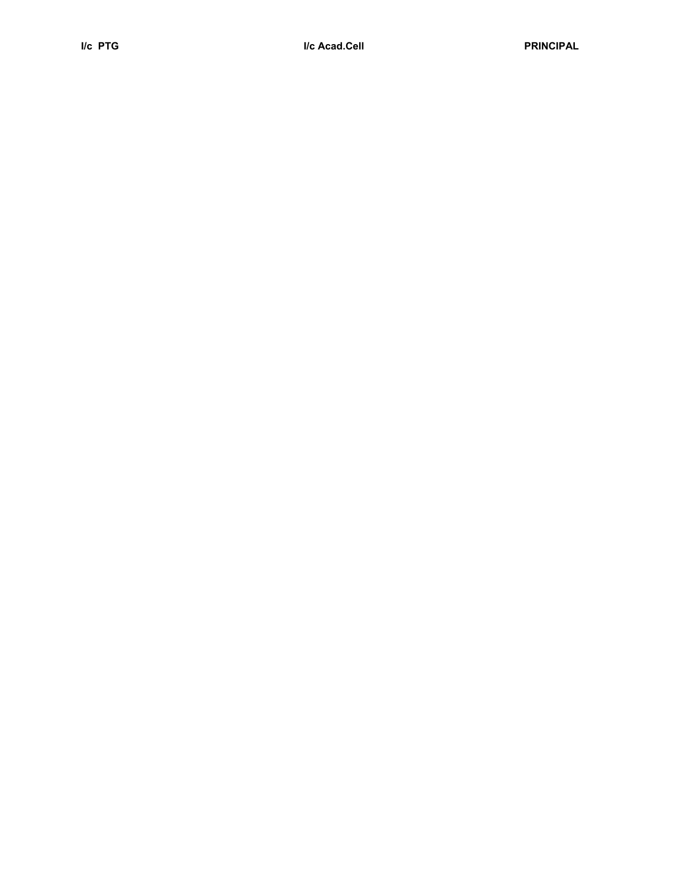**I/c PTG** **I/c Acad.Cell** **PRINCIPAL**